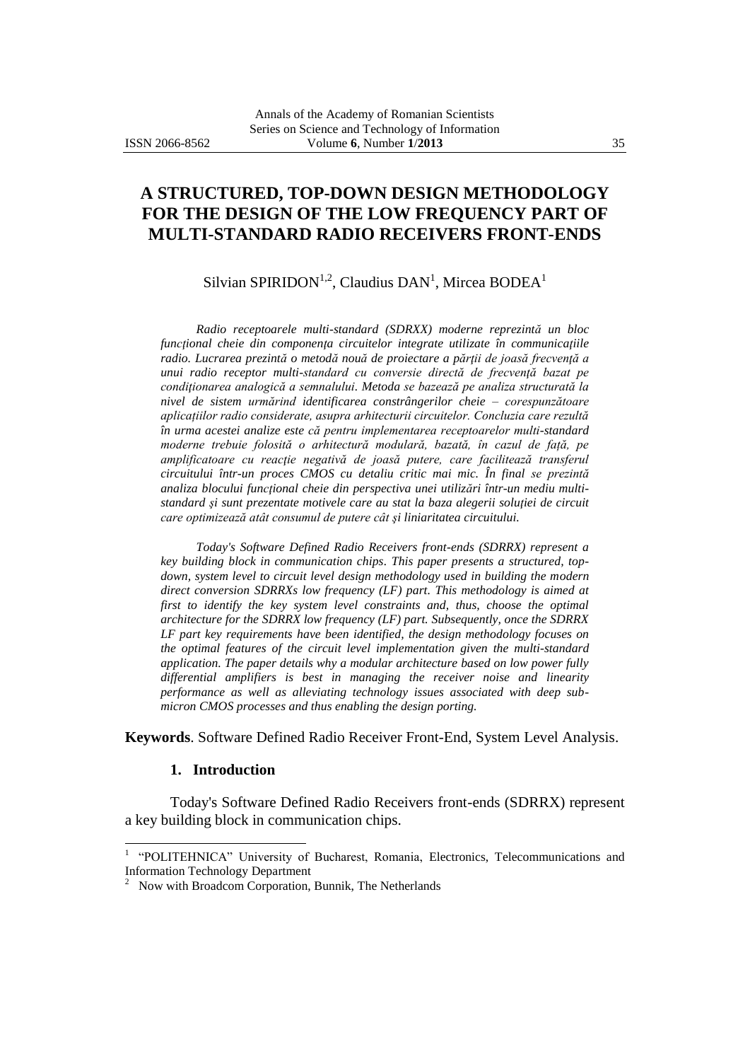# A STRUCTURED, TOP-DOWN DESIGN METHODOLOGY FOR THE DESIGN OF THE LOW FREQUENCY PART OF MULTI-STANDARD RADIO RECEIVERS FRONT-ENDS

Silvian SPIRIDON[1,2], Claudius DAN[1], Mircea BODEA[1]

*Radio receptoarele multi-standard (SDRXX) moderne reprezintă un bloc funcțional cheie din componența circuitelor integrate utilizate în comunicațiile radio. Lucrarea prezintă o metodă nouă de proiectare a părții de joasă frecvenţă a unui radio receptor multi-standard cu conversie directă de frecvenţă bazat pe condiționarea analogică a semnalului. Metoda se bazează pe analiza structurată la nivel de sistem urmărind identificarea constrângerilor cheie – corespunzătoare aplicațiilor radio considerate, asupra arhitecturii circuitelor. Concluzia care rezultă în urma acestei analize este că pentru implementarea receptoarelor multi-standard moderne trebuie folosită o arhitectură modulară, bazată, în cazul de față, pe amplificatoare cu reacție negativă de joasă putere, care facilitează transferul circuitului într-un proces CMOS cu detaliu critic mai mic. În final se prezintă analiza blocului funcțional cheie din perspectiva unei utilizări într-un mediu multi-standard şi sunt prezentate motivele care au stat la baza alegerii soluției de circuit care optimizează atât consumul de putere cât şi liniaritatea circuitului.*

*Today's Software Defined Radio Receivers front-ends (SDRRX) represent a key building block in communication chips. This paper presents a structured, top-down, system level to circuit level design methodology used in building the modern direct conversion SDRRXs low frequency (LF) part. This methodology is aimed at first to identify the key system level constraints and, thus, choose the optimal architecture for the SDRRX low frequency (LF) part. Subsequently, once the SDRRX LF part key requirements have been identified, the design methodology focuses on the optimal features of the circuit level implementation given the multi-standard application. The paper details why a modular architecture based on low power fully differential amplifiers is best in managing the receiver noise and linearity performance as well as alleviating technology issues associated with deep sub-micron CMOS processes and thus enabling the design porting.*

**Keywords**. Software Defined Radio Receiver Front-End, System Level Analysis.

## 1. Introduction

Today's Software Defined Radio Receivers front-ends (SDRRX) represent a key building block in communication chips.

[1] "POLITEHNICA" University of Bucharest, Romania, Electronics, Telecommunications and Information Technology Department

[2] Now with Broadcom Corporation, Bunnik, The Netherlands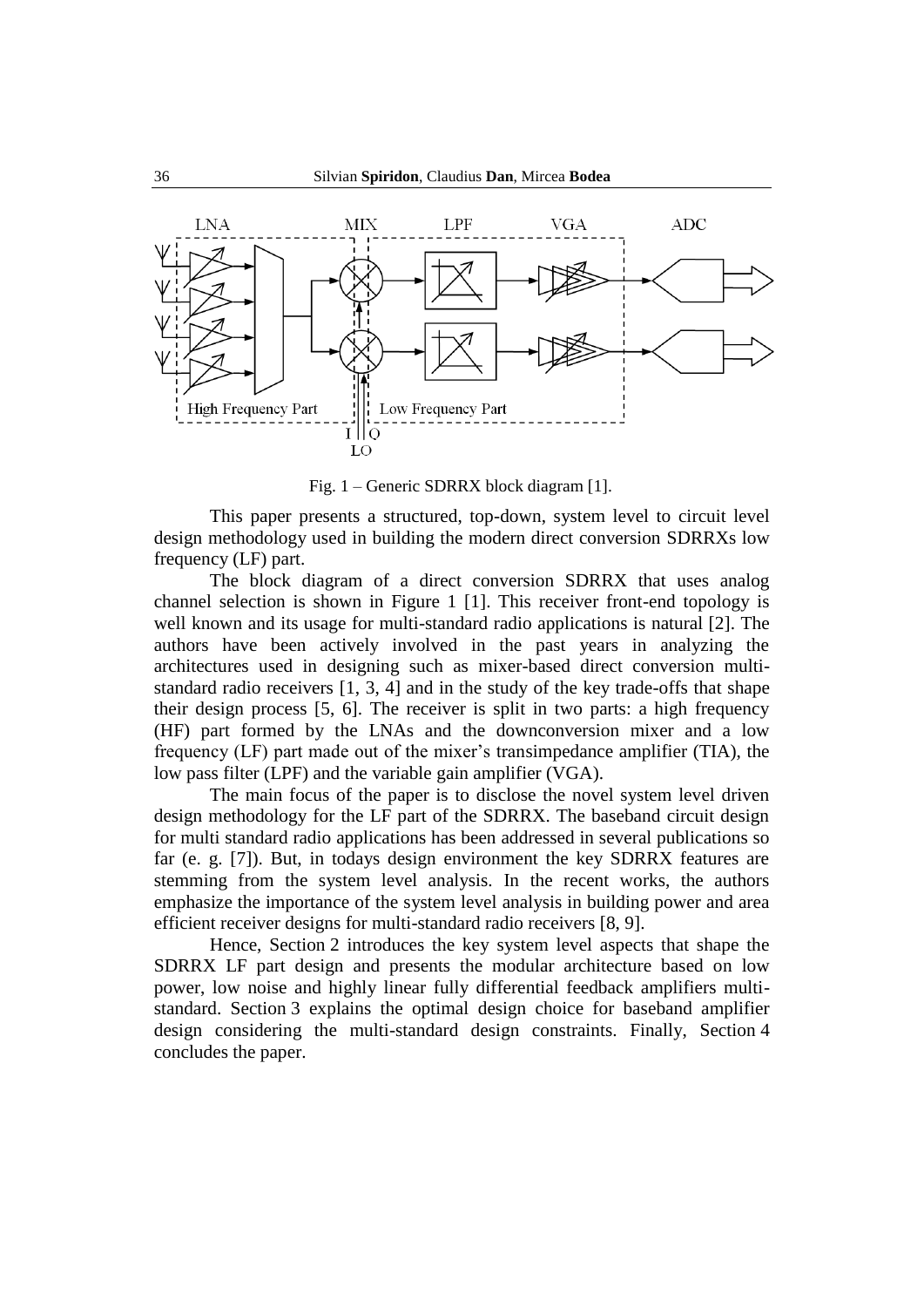Fig. 1 – Generic SDRRX block diagram [1].

This paper presents a structured, top-down, system level to circuit level design methodology used in building the modern direct conversion SDRRXs low frequency (LF) part.

The block diagram of a direct conversion SDRRX that uses analog channel selection is shown in Figure 1 [1]. This receiver front-end topology is well known and its usage for multi-standard radio applications is natural [2]. The authors have been actively involved in the past years in analyzing the architectures used in designing such as mixer-based direct conversion multi-standard radio receivers [1, 3, 4] and in the study of the key trade-offs that shape their design process [5, 6]. The receiver is split in two parts: a high frequency (HF) part formed by the LNAs and the downconversion mixer and a low frequency (LF) part made out of the mixer's transimpedance amplifier (TIA), the low pass filter (LPF) and the variable gain amplifier (VGA).

The main focus of the paper is to disclose the novel system level driven design methodology for the LF part of the SDRRX. The baseband circuit design for multi standard radio applications has been addressed in several publications so far (e. g. [7]). But, in todays design environment the key SDRRX features are stemming from the system level analysis. In the recent works, the authors emphasize the importance of the system level analysis in building power and area efficient receiver designs for multi-standard radio receivers [8, 9].

Hence, Section 2 introduces the key system level aspects that shape the SDRRX LF part design and presents the modular architecture based on low power, low noise and highly linear fully differential feedback amplifiers multi-standard. Section 3 explains the optimal design choice for baseband amplifier design considering the multi-standard design constraints. Finally, Section 4 concludes the paper.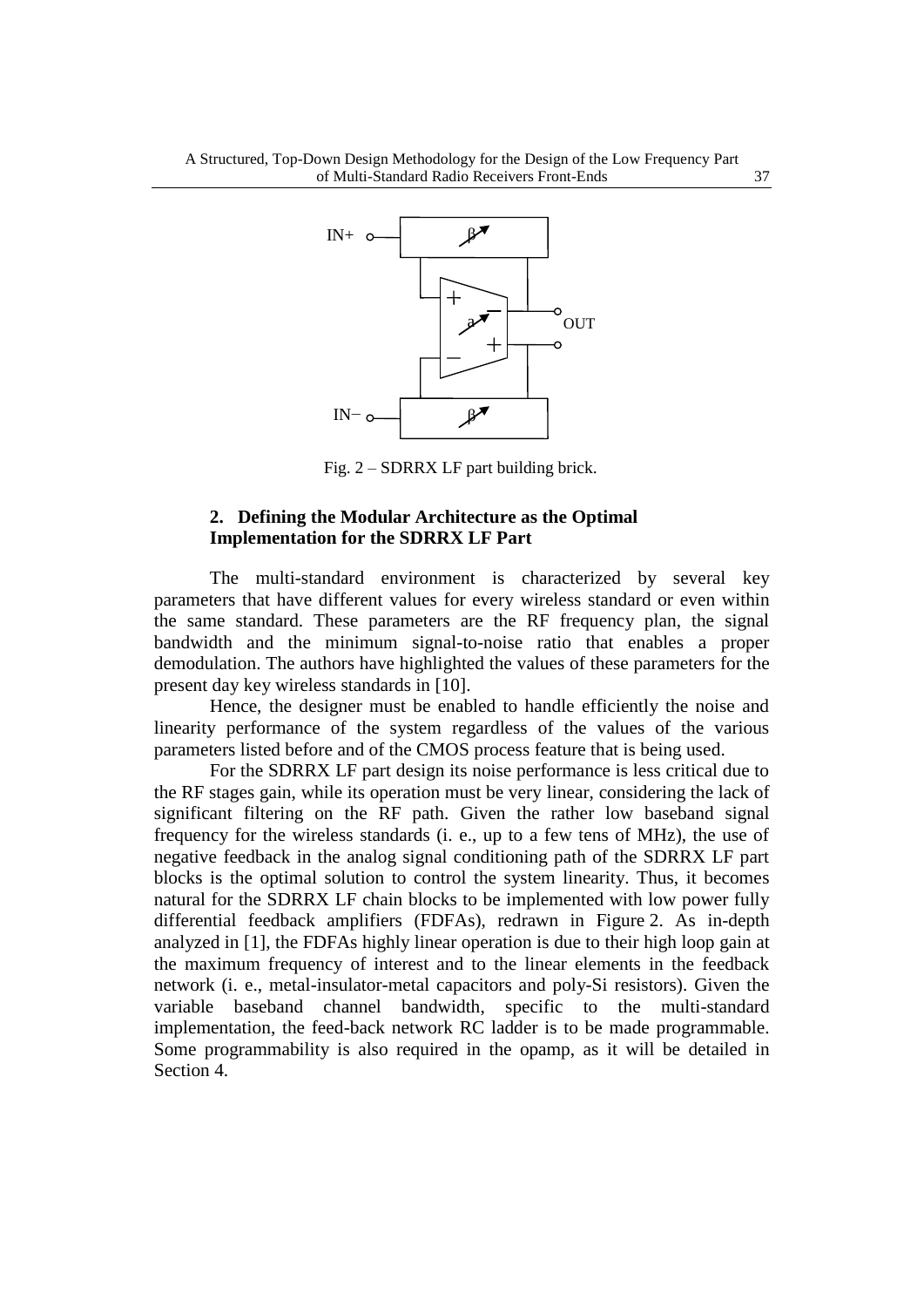Fig. 2 – SDRRX LF part building brick.

## 2. Defining the Modular Architecture as the Optimal Implementation for the SDRRX LF Part

The multi-standard environment is characterized by several key parameters that have different values for every wireless standard or even within the same standard. These parameters are the RF frequency plan, the signal bandwidth and the minimum signal-to-noise ratio that enables a proper demodulation. The authors have highlighted the values of these parameters for the present day key wireless standards in [10].

Hence, the designer must be enabled to handle efficiently the noise and linearity performance of the system regardless of the values of the various parameters listed before and of the CMOS process feature that is being used.

For the SDRRX LF part design its noise performance is less critical due to the RF stages gain, while its operation must be very linear, considering the lack of significant filtering on the RF path. Given the rather low baseband signal frequency for the wireless standards (i. e., up to a few tens of MHz), the use of negative feedback in the analog signal conditioning path of the SDRRX LF part blocks is the optimal solution to control the system linearity. Thus, it becomes natural for the SDRRX LF chain blocks to be implemented with low power fully differential feedback amplifiers (FDFAs), redrawn in Figure 2. As in-depth analyzed in [1], the FDFAs highly linear operation is due to their high loop gain at the maximum frequency of interest and to the linear elements in the feedback network (i. e., metal-insulator-metal capacitors and poly-Si resistors). Given the variable baseband channel bandwidth, specific to the multi-standard implementation, the feed-back network RC ladder is to be made programmable. Some programmability is also required in the opamp, as it will be detailed in Section 4.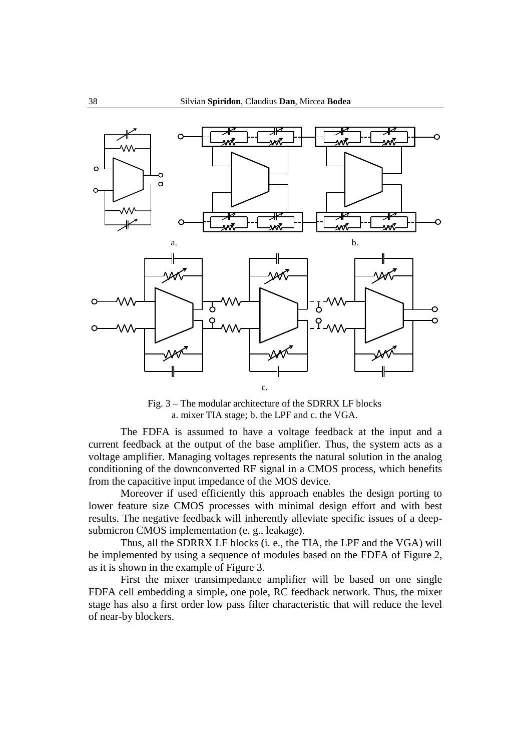Fig. 3 – The modular architecture of the SDRRX LF blocks a. mixer TIA stage; b. the LPF and c. the VGA.

The FDFA is assumed to have a voltage feedback at the input and a current feedback at the output of the base amplifier. Thus, the system acts as a voltage amplifier. Managing voltages represents the natural solution in the analog conditioning of the downconverted RF signal in a CMOS process, which benefits from the capacitive input impedance of the MOS device.

Moreover if used efficiently this approach enables the design porting to lower feature size CMOS processes with minimal design effort and with best results. The negative feedback will inherently alleviate specific issues of a deep-submicron CMOS implementation (e. g., leakage).

Thus, all the SDRRX LF blocks (i. e., the TIA, the LPF and the VGA) will be implemented by using a sequence of modules based on the FDFA of Figure 2, as it is shown in the example of Figure 3.

First the mixer transimpedance amplifier will be based on one single FDFA cell embedding a simple, one pole, RC feedback network. Thus, the mixer stage has also a first order low pass filter characteristic that will reduce the level of near-by blockers.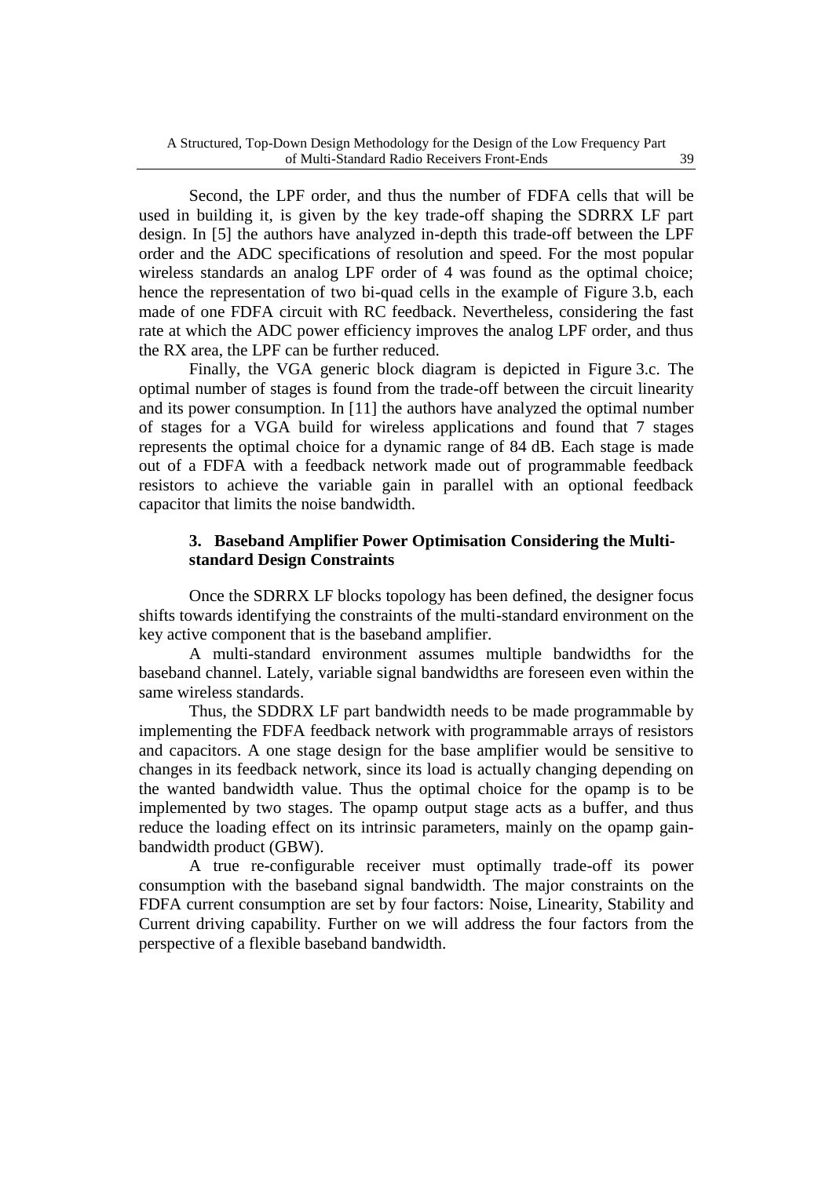Second, the LPF order, and thus the number of FDFA cells that will be used in building it, is given by the key trade-off shaping the SDRRX LF part design. In [5] the authors have analyzed in-depth this trade-off between the LPF order and the ADC specifications of resolution and speed. For the most popular wireless standards an analog LPF order of 4 was found as the optimal choice; hence the representation of two bi-quad cells in the example of Figure 3.b, each made of one FDFA circuit with RC feedback. Nevertheless, considering the fast rate at which the ADC power efficiency improves the analog LPF order, and thus the RX area, the LPF can be further reduced.

Finally, the VGA generic block diagram is depicted in Figure 3.c. The optimal number of stages is found from the trade-off between the circuit linearity and its power consumption. In [11] the authors have analyzed the optimal number of stages for a VGA build for wireless applications and found that 7 stages represents the optimal choice for a dynamic range of 84 dB. Each stage is made out of a FDFA with a feedback network made out of programmable feedback resistors to achieve the variable gain in parallel with an optional feedback capacitor that limits the noise bandwidth.

## 3. Baseband Amplifier Power Optimisation Considering the Multi-standard Design Constraints

Once the SDRRX LF blocks topology has been defined, the designer focus shifts towards identifying the constraints of the multi-standard environment on the key active component that is the baseband amplifier.

A multi-standard environment assumes multiple bandwidths for the baseband channel. Lately, variable signal bandwidths are foreseen even within the same wireless standards.

Thus, the SDDRX LF part bandwidth needs to be made programmable by implementing the FDFA feedback network with programmable arrays of resistors and capacitors. A one stage design for the base amplifier would be sensitive to changes in its feedback network, since its load is actually changing depending on the wanted bandwidth value. Thus the optimal choice for the opamp is to be implemented by two stages. The opamp output stage acts as a buffer, and thus reduce the loading effect on its intrinsic parameters, mainly on the opamp gain-bandwidth product (GBW).

A true re-configurable receiver must optimally trade-off its power consumption with the baseband signal bandwidth. The major constraints on the FDFA current consumption are set by four factors: Noise, Linearity, Stability and Current driving capability. Further on we will address the four factors from the perspective of a flexible baseband bandwidth.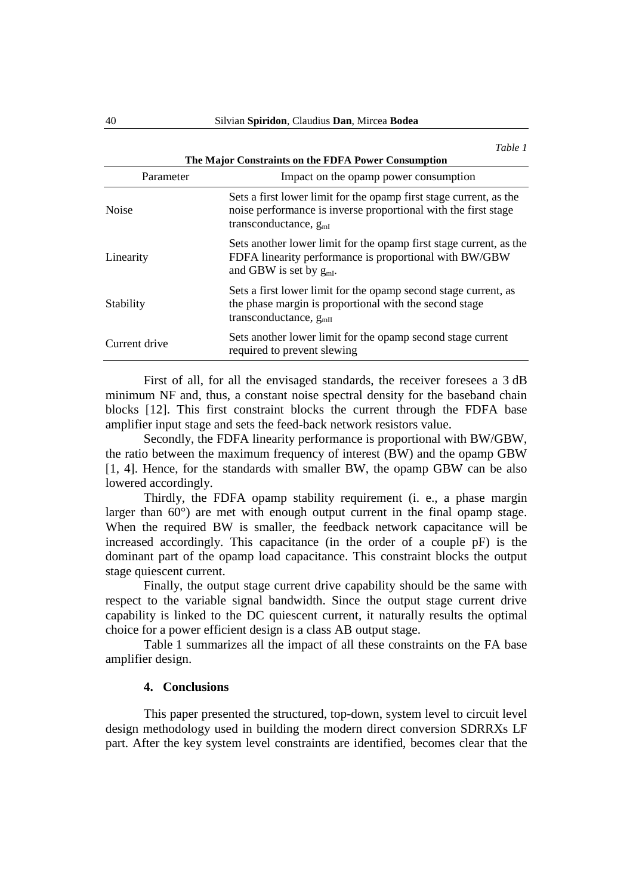*Table 1*

**The Major Constraints on the FDFA Power Consumption**

| Parameter | Impact on the opamp power consumption |
|---|---|
| Noise | Sets a first lower limit for the opamp first stage current, as the noise performance is inverse proportional with the first stage transconductance, $g_{mI}$ |
| Linearity | Sets another lower limit for the opamp first stage current, as the FDFA linearity performance is proportional with BW/GBW and GBW is set by $g_{mI}$. |
| Stability | Sets a first lower limit for the opamp second stage current, as the phase margin is proportional with the second stage transconductance, $g_{mII}$ |
| Current drive | Sets another lower limit for the opamp second stage current required to prevent slewing |

First of all, for all the envisaged standards, the receiver foresees a 3 dB minimum NF and, thus, a constant noise spectral density for the baseband chain blocks [12]. This first constraint blocks the current through the FDFA base amplifier input stage and sets the feed-back network resistors value.

Secondly, the FDFA linearity performance is proportional with BW/GBW, the ratio between the maximum frequency of interest (BW) and the opamp GBW [1, 4]. Hence, for the standards with smaller BW, the opamp GBW can be also lowered accordingly.

Thirdly, the FDFA opamp stability requirement (i. e., a phase margin larger than 60°) are met with enough output current in the final opamp stage. When the required BW is smaller, the feedback network capacitance will be increased accordingly. This capacitance (in the order of a couple pF) is the dominant part of the opamp load capacitance. This constraint blocks the output stage quiescent current.

Finally, the output stage current drive capability should be the same with respect to the variable signal bandwidth. Since the output stage current drive capability is linked to the DC quiescent current, it naturally results the optimal choice for a power efficient design is a class AB output stage.

Table 1 summarizes all the impact of all these constraints on the FA base amplifier design.

## 4. Conclusions

This paper presented the structured, top-down, system level to circuit level design methodology used in building the modern direct conversion SDRRXs LF part. After the key system level constraints are identified, becomes clear that the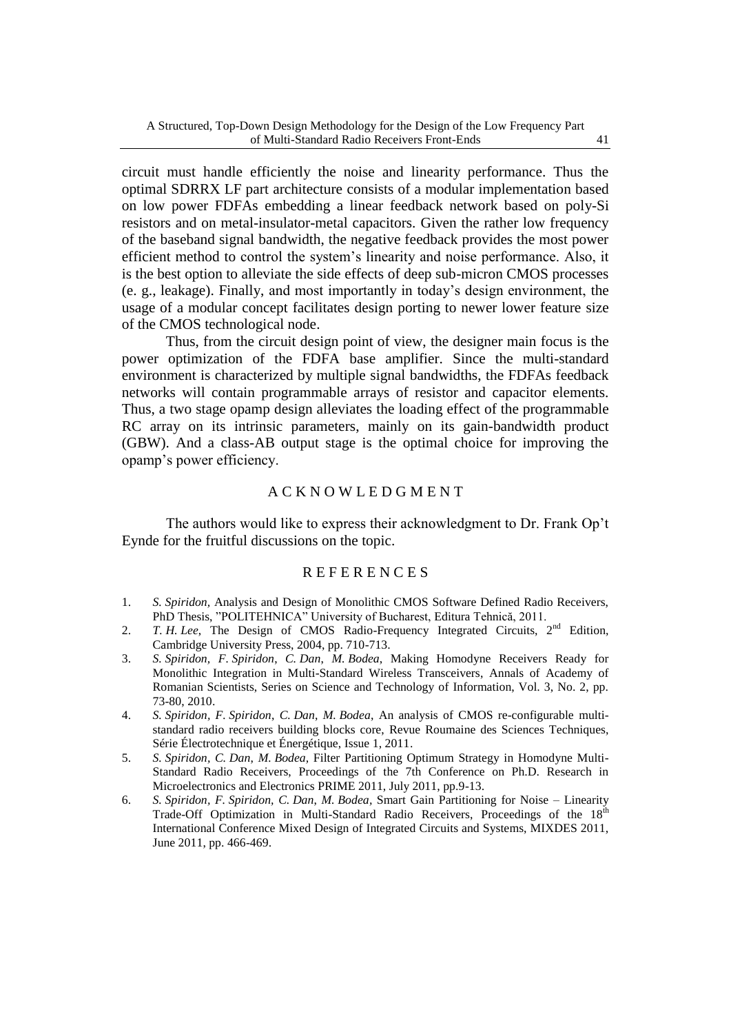circuit must handle efficiently the noise and linearity performance. Thus the optimal SDRRX LF part architecture consists of a modular implementation based on low power FDFAs embedding a linear feedback network based on poly-Si resistors and on metal-insulator-metal capacitors. Given the rather low frequency of the baseband signal bandwidth, the negative feedback provides the most power efficient method to control the system's linearity and noise performance. Also, it is the best option to alleviate the side effects of deep sub-micron CMOS processes (e. g., leakage). Finally, and most importantly in today's design environment, the usage of a modular concept facilitates design porting to newer lower feature size of the CMOS technological node.

Thus, from the circuit design point of view, the designer main focus is the power optimization of the FDFA base amplifier. Since the multi-standard environment is characterized by multiple signal bandwidths, the FDFAs feedback networks will contain programmable arrays of resistor and capacitor elements. Thus, a two stage opamp design alleviates the loading effect of the programmable RC array on its intrinsic parameters, mainly on its gain-bandwidth product (GBW). And a class-AB output stage is the optimal choice for improving the opamp's power efficiency.

## ACKNOWLEDGMENT

The authors would like to express their acknowledgment to Dr. Frank Op't Eynde for the fruitful discussions on the topic.

## REFERENCES

1. *S. Spiridon,* Analysis and Design of Monolithic CMOS Software Defined Radio Receivers, PhD Thesis, "POLITEHNICA" University of Bucharest, Editura Tehnică, 2011.
2. *T. H. Lee,* The Design of CMOS Radio-Frequency Integrated Circuits, 2nd Edition, Cambridge University Press, 2004, pp. 710-713.
3. *S. Spiridon, F. Spiridon, C. Dan, M. Bodea,* Making Homodyne Receivers Ready for Monolithic Integration in Multi-Standard Wireless Transceivers, Annals of Academy of Romanian Scientists, Series on Science and Technology of Information, Vol. 3, No. 2, pp. 73-80, 2010.
4. *S. Spiridon, F. Spiridon, C. Dan, M. Bodea,* An analysis of CMOS re-configurable multi-standard radio receivers building blocks core, Revue Roumaine des Sciences Techniques, Série Électrotechnique et Énergétique, Issue 1, 2011.
5. *S. Spiridon, C. Dan, M. Bodea,* Filter Partitioning Optimum Strategy in Homodyne Multi-Standard Radio Receivers, Proceedings of the 7th Conference on Ph.D. Research in Microelectronics and Electronics PRIME 2011, July 2011, pp.9-13.
6. *S. Spiridon, F. Spiridon, C. Dan, M. Bodea,* Smart Gain Partitioning for Noise – Linearity Trade-Off Optimization in Multi-Standard Radio Receivers, Proceedings of the 18th International Conference Mixed Design of Integrated Circuits and Systems, MIXDES 2011, June 2011, pp. 466-469.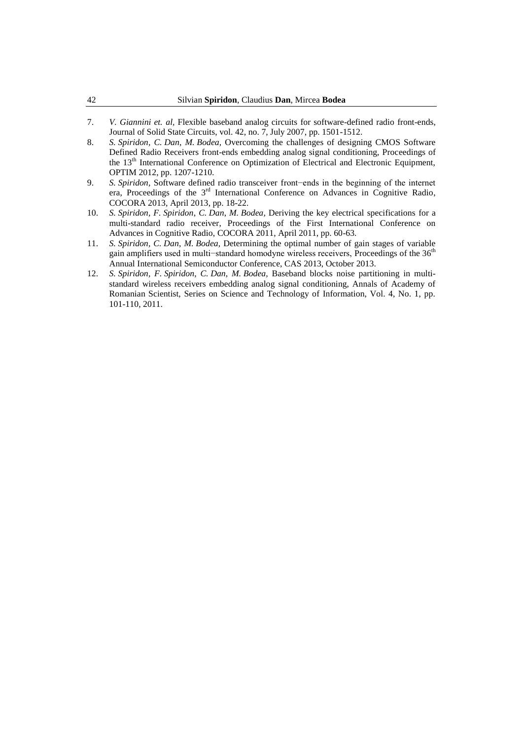7. *V. Giannini et. al*, Flexible baseband analog circuits for software-defined radio front-ends, Journal of Solid State Circuits, vol. 42, no. 7, July 2007, pp. 1501-1512.
8. *S. Spiridon, C. Dan, M. Bodea,* Overcoming the challenges of designing CMOS Software Defined Radio Receivers front-ends embedding analog signal conditioning, Proceedings of the 13th International Conference on Optimization of Electrical and Electronic Equipment, OPTIM 2012, pp. 1207-1210.
9. *S. Spiridon,* Software defined radio transceiver front−ends in the beginning of the internet era, Proceedings of the 3rd International Conference on Advances in Cognitive Radio, COCORA 2013, April 2013, pp. 18-22.
10. *S. Spiridon, F. Spiridon, C. Dan, M. Bodea,* Deriving the key electrical specifications for a multi-standard radio receiver, Proceedings of the First International Conference on Advances in Cognitive Radio, COCORA 2011, April 2011, pp. 60-63.
11. *S. Spiridon, C. Dan, M. Bodea,* Determining the optimal number of gain stages of variable gain amplifiers used in multi−standard homodyne wireless receivers, Proceedings of the 36th Annual International Semiconductor Conference, CAS 2013, October 2013.
12. *S. Spiridon, F. Spiridon, C. Dan, M. Bodea,* Baseband blocks noise partitioning in multi-standard wireless receivers embedding analog signal conditioning, Annals of Academy of Romanian Scientist, Series on Science and Technology of Information, Vol. 4, No. 1, pp. 101-110, 2011.